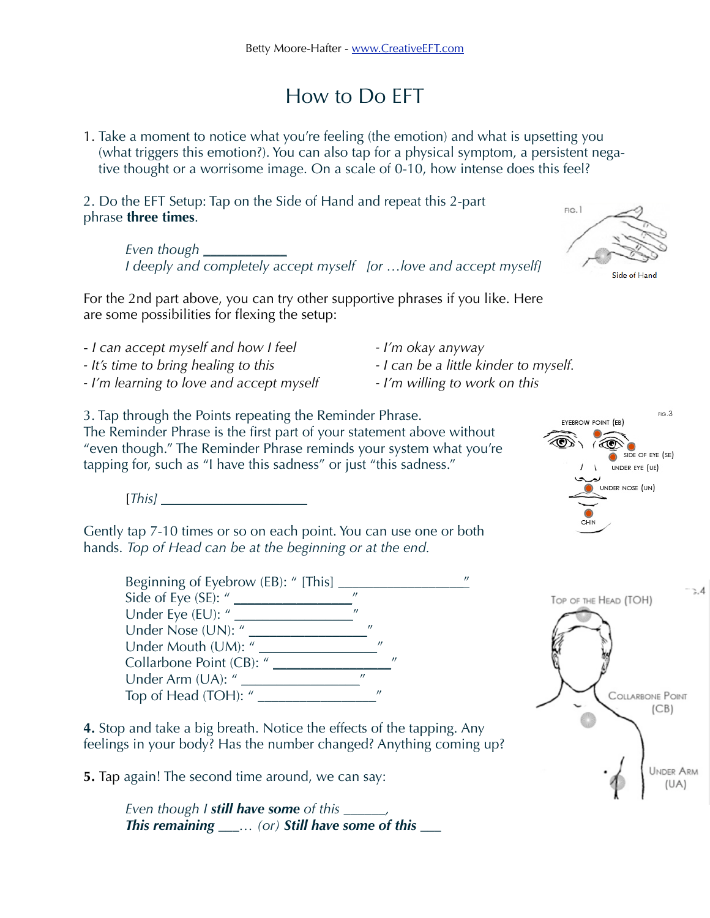# How to Do EFT

1. Take a moment to notice what you're feeling (the emotion) and what is upsetting you (what triggers this emotion?). You can also tap for a physical symptom, a persistent negative thought or a worrisome image. On a scale of 0-10, how intense does this feel?

2. Do the EFT Setup: Tap on the Side of Hand and repeat this 2-part phrase **three times**.

> *Even though* ___________
> *I deeply and completely accept myself [or …love and accept myself]*

FIG. 1

Side of Hand

For the 2nd part above, you can try other supportive phrases if you like. Here are some possibilities for flexing the setup:

- *I can accept myself and how I feel*
- *It's time to bring healing to this*
- *I'm learning to love and accept myself*
- *I'm okay anyway*
- *I can be a little kinder to myself.*
- *I'm willing to work on this*

3. Tap through the Points repeating the Reminder Phrase.
The Reminder Phrase is the first part of your statement above without "even though." The Reminder Phrase reminds your system what you're tapping for, such as "I have this sadness" or just "this sadness."

> [*This*] ____________________

FIG. 3

EYEBROW POINT (EB)

SIDE OF EYE (SE)

UNDER EYE (UE)

UNDER NOSE (UN)

CHIN

Gently tap 7-10 times or so on each point. You can use one or both hands. *Top of Head can be at the beginning or at the end.*

> Beginning of Eyebrow (EB): " [This] _________________"
> Side of Eye (SE): " _________________"
> Under Eye (EU): " _________________"
> Under Nose (UN): " _________________"
> Under Mouth (UM): " _________________"
> Collarbone Point (CB): " _________________"
> Under Arm (UA): " _________________"
> Top of Head (TOH): " _________________"

FIG. 4

TOP OF THE HEAD (TOH)

COLLARBONE POINT (CB)

UNDER ARM (UA)

**4.** Stop and take a big breath. Notice the effects of the tapping. Any feelings in your body? Has the number changed? Anything coming up?

**5.** Tap again! The second time around, we can say:

> *Even though I* ***still have some*** *of this* ______,
> ***This remaining*** ___… *(or)* ***Still have some of this*** ___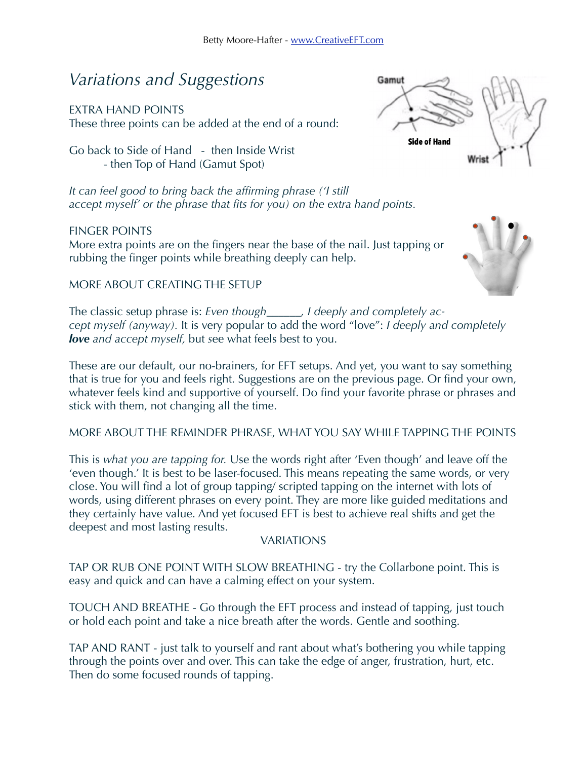# *Variations and Suggestions*

EXTRA HAND POINTS
These three points can be added at the end of a round:

Go back to Side of Hand - then Inside Wrist
- then Top of Hand (Gamut Spot)

Gamut

Side of Hand

Wrist

*It can feel good to bring back the affirming phrase ('I still accept myself' or the phrase that fits for you) on the extra hand points.*

FINGER POINTS
More extra points are on the fingers near the base of the nail. Just tapping or rubbing the finger points while breathing deeply can help.

MORE ABOUT CREATING THE SETUP

The classic setup phrase is: *Even though______, I deeply and completely accept myself (anyway).* It is very popular to add the word "love": *I deeply and completely **love** and accept myself,* but see what feels best to you.

These are our default, our no-brainers, for EFT setups. And yet, you want to say something that is true for you and feels right. Suggestions are on the previous page. Or find your own, whatever feels kind and supportive of yourself. Do find your favorite phrase or phrases and stick with them, not changing all the time.

MORE ABOUT THE REMINDER PHRASE, WHAT YOU SAY WHILE TAPPING THE POINTS

This is *what you are tapping for.* Use the words right after 'Even though' and leave off the 'even though.' It is best to be laser-focused. This means repeating the same words, or very close. You will find a lot of group tapping/ scripted tapping on the internet with lots of words, using different phrases on every point. They are more like guided meditations and they certainly have value. And yet focused EFT is best to achieve real shifts and get the deepest and most lasting results.

VARIATIONS

TAP OR RUB ONE POINT WITH SLOW BREATHING - try the Collarbone point. This is easy and quick and can have a calming effect on your system.

TOUCH AND BREATHE - Go through the EFT process and instead of tapping, just touch or hold each point and take a nice breath after the words. Gentle and soothing.

TAP AND RANT - just talk to yourself and rant about what's bothering you while tapping through the points over and over. This can take the edge of anger, frustration, hurt, etc. Then do some focused rounds of tapping.